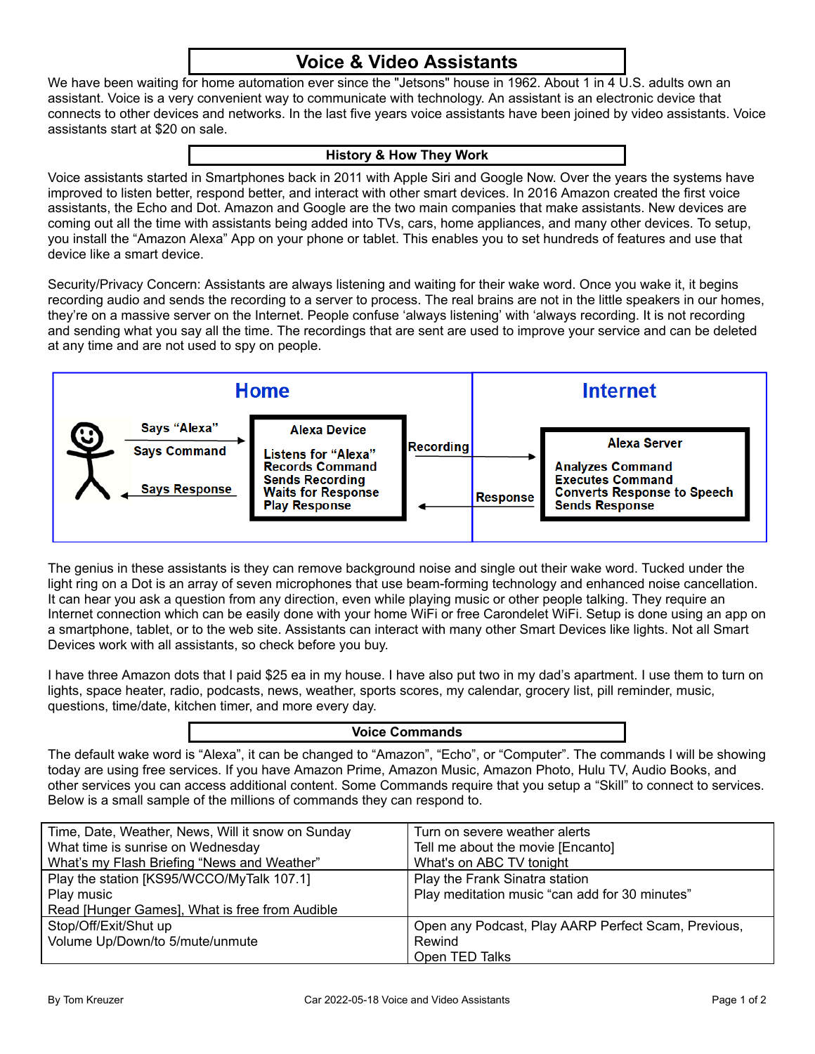# Voice & Video Assistants

We have been waiting for home automation ever since the "Jetsons" house in 1962. About 1 in 4 U.S. adults own an assistant. Voice is a very convenient way to communicate with technology. An assistant is an electronic device that connects to other devices and networks. In the last five years voice assistants have been joined by video assistants. Voice assistants start at $20 on sale.

## History & How They Work

Voice assistants started in Smartphones back in 2011 with Apple Siri and Google Now. Over the years the systems have improved to listen better, respond better, and interact with other smart devices. In 2016 Amazon created the first voice assistants, the Echo and Dot. Amazon and Google are the two main companies that make assistants. New devices are coming out all the time with assistants being added into TVs, cars, home appliances, and many other devices. To setup, you install the "Amazon Alexa" App on your phone or tablet. This enables you to set hundreds of features and use that device like a smart device.

Security/Privacy Concern: Assistants are always listening and waiting for their wake word. Once you wake it, it begins recording audio and sends the recording to a server to process. The real brains are not in the little speakers in our homes, they're on a massive server on the Internet. People confuse 'always listening' with 'always recording. It is not recording and sending what you say all the time. The recordings that are sent are used to improve your service and can be deleted at any time and are not used to spy on people.

| Home | | | Internet |
|---|---|---|---|
| Says "Alexa" → Says Command → ← Says Response | **Alexa Device**<br>Listens for "Alexa"<br>Records Command<br>Sends Recording<br>Waits for Response<br>Play Response | Recording → ← Response | **Alexa Server**<br>Analyzes Command<br>Executes Command<br>Converts Response to Speech<br>Sends Response |

The genius in these assistants is they can remove background noise and single out their wake word. Tucked under the light ring on a Dot is an array of seven microphones that use beam-forming technology and enhanced noise cancellation. It can hear you ask a question from any direction, even while playing music or other people talking. They require an Internet connection which can be easily done with your home WiFi or free Carondelet WiFi. Setup is done using an app on a smartphone, tablet, or to the web site. Assistants can interact with many other Smart Devices like lights. Not all Smart Devices work with all assistants, so check before you buy.

I have three Amazon dots that I paid $25 ea in my house. I have also put two in my dad's apartment. I use them to turn on lights, space heater, radio, podcasts, news, weather, sports scores, my calendar, grocery list, pill reminder, music, questions, time/date, kitchen timer, and more every day.

## Voice Commands

The default wake word is "Alexa", it can be changed to "Amazon", "Echo", or "Computer". The commands I will be showing today are using free services. If you have Amazon Prime, Amazon Music, Amazon Photo, Hulu TV, Audio Books, and other services you can access additional content. Some Commands require that you setup a "Skill" to connect to services. Below is a small sample of the millions of commands they can respond to.

| Time, Date, Weather, News, Will it snow on Sunday<br>What time is sunrise on Wednesday<br>What's my Flash Briefing "News and Weather" | Turn on severe weather alerts<br>Tell me about the movie [Encanto]<br>What's on ABC TV tonight |
|---|---|
| Play the station [KS95/WCCO/MyTalk 107.1]<br>Play music<br>Read [Hunger Games], What is free from Audible | Play the Frank Sinatra station<br>Play meditation music "can add for 30 minutes" |
| Stop/Off/Exit/Shut up<br>Volume Up/Down/to 5/mute/unmute | Open any Podcast, Play AARP Perfect Scam, Previous, Rewind<br>Open TED Talks |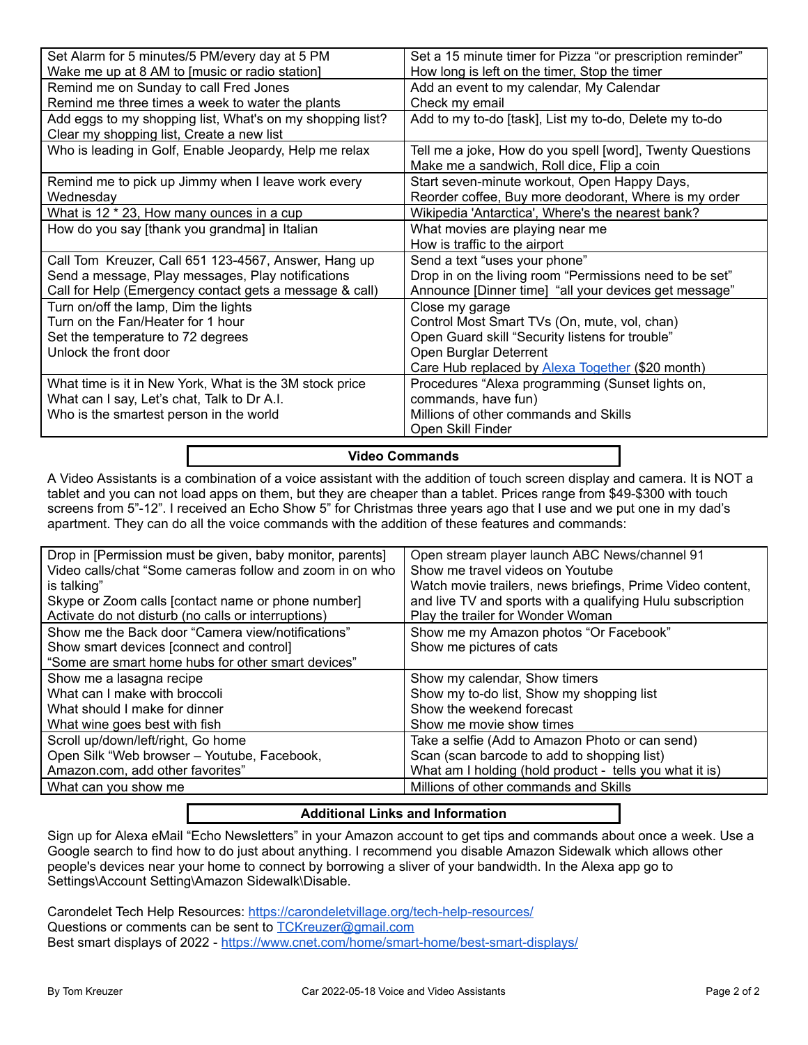| | |
|---|---|
| Set Alarm for 5 minutes/5 PM/every day at 5 PM<br>Wake me up at 8 AM to [music or radio station] | Set a 15 minute timer for Pizza "or prescription reminder"<br>How long is left on the timer, Stop the timer |
| Remind me on Sunday to call Fred Jones<br>Remind me three times a week to water the plants | Add an event to my calendar, My Calendar<br>Check my email |
| Add eggs to my shopping list, What's on my shopping list?<br>Clear my shopping list, Create a new list | Add to my to-do [task], List my to-do, Delete my to-do |
| Who is leading in Golf, Enable Jeopardy, Help me relax | Tell me a joke, How do you spell [word], Twenty Questions<br>Make me a sandwich, Roll dice, Flip a coin |
| Remind me to pick up Jimmy when I leave work every Wednesday | Start seven-minute workout, Open Happy Days,<br>Reorder coffee, Buy more deodorant, Where is my order |
| What is 12 * 23, How many ounces in a cup | Wikipedia 'Antarctica', Where's the nearest bank? |
| How do you say [thank you grandma] in Italian | What movies are playing near me<br>How is traffic to the airport |
| Call Tom Kreuzer, Call 651 123-4567, Answer, Hang up<br>Send a message, Play messages, Play notifications<br>Call for Help (Emergency contact gets a message & call) | Send a text "uses your phone"<br>Drop in on the living room "Permissions need to be set"<br>Announce [Dinner time] "all your devices get message" |
| Turn on/off the lamp, Dim the lights<br>Turn on the Fan/Heater for 1 hour<br>Set the temperature to 72 degrees<br>Unlock the front door | Close my garage<br>Control Most Smart TVs (On, mute, vol, chan)<br>Open Guard skill "Security listens for trouble"<br>Open Burglar Deterrent<br>Care Hub replaced by Alexa Together ($20 month) |
| What time is it in New York, What is the 3M stock price<br>What can I say, Let's chat, Talk to Dr A.I.<br>Who is the smartest person in the world | Procedures "Alexa programming (Sunset lights on, commands, have fun)<br>Millions of other commands and Skills<br>Open Skill Finder |

## Video Commands

A Video Assistants is a combination of a voice assistant with the addition of touch screen display and camera. It is NOT a tablet and you can not load apps on them, but they are cheaper than a tablet. Prices range from $49-$300 with touch screens from 5"-12". I received an Echo Show 5" for Christmas three years ago that I use and we put one in my dad's apartment. They can do all the voice commands with the addition of these features and commands:

| | |
|---|---|
| Drop in [Permission must be given, baby monitor, parents]<br>Video calls/chat "Some cameras follow and zoom in on who is talking"<br>Skype or Zoom calls [contact name or phone number]<br>Activate do not disturb (no calls or interruptions) | Open stream player launch ABC News/channel 91<br>Show me travel videos on Youtube<br>Watch movie trailers, news briefings, Prime Video content, and live TV and sports with a qualifying Hulu subscription<br>Play the trailer for Wonder Woman |
| Show me the Back door "Camera view/notifications"<br>Show smart devices [connect and control]<br>"Some are smart home hubs for other smart devices" | Show me my Amazon photos "Or Facebook"<br>Show me pictures of cats |
| Show me a lasagna recipe<br>What can I make with broccoli<br>What should I make for dinner<br>What wine goes best with fish | Show my calendar, Show timers<br>Show my to-do list, Show my shopping list<br>Show the weekend forecast<br>Show me movie show times |
| Scroll up/down/left/right, Go home<br>Open Silk "Web browser – Youtube, Facebook, Amazon.com, add other favorites" | Take a selfie (Add to Amazon Photo or can send)<br>Scan (scan barcode to add to shopping list)<br>What am I holding (hold product - tells you what it is) |
| What can you show me | Millions of other commands and Skills |

## Additional Links and Information

Sign up for Alexa eMail "Echo Newsletters" in your Amazon account to get tips and commands about once a week. Use a Google search to find how to do just about anything. I recommend you disable Amazon Sidewalk which allows other people's devices near your home to connect by borrowing a sliver of your bandwidth. In the Alexa app go to Settings\Account Setting\Amazon Sidewalk\Disable.

Carondelet Tech Help Resources: https://carondeletvillage.org/tech-help-resources/
Questions or comments can be sent to TCKreuzer@gmail.com
Best smart displays of 2022 - https://www.cnet.com/home/smart-home/best-smart-displays/